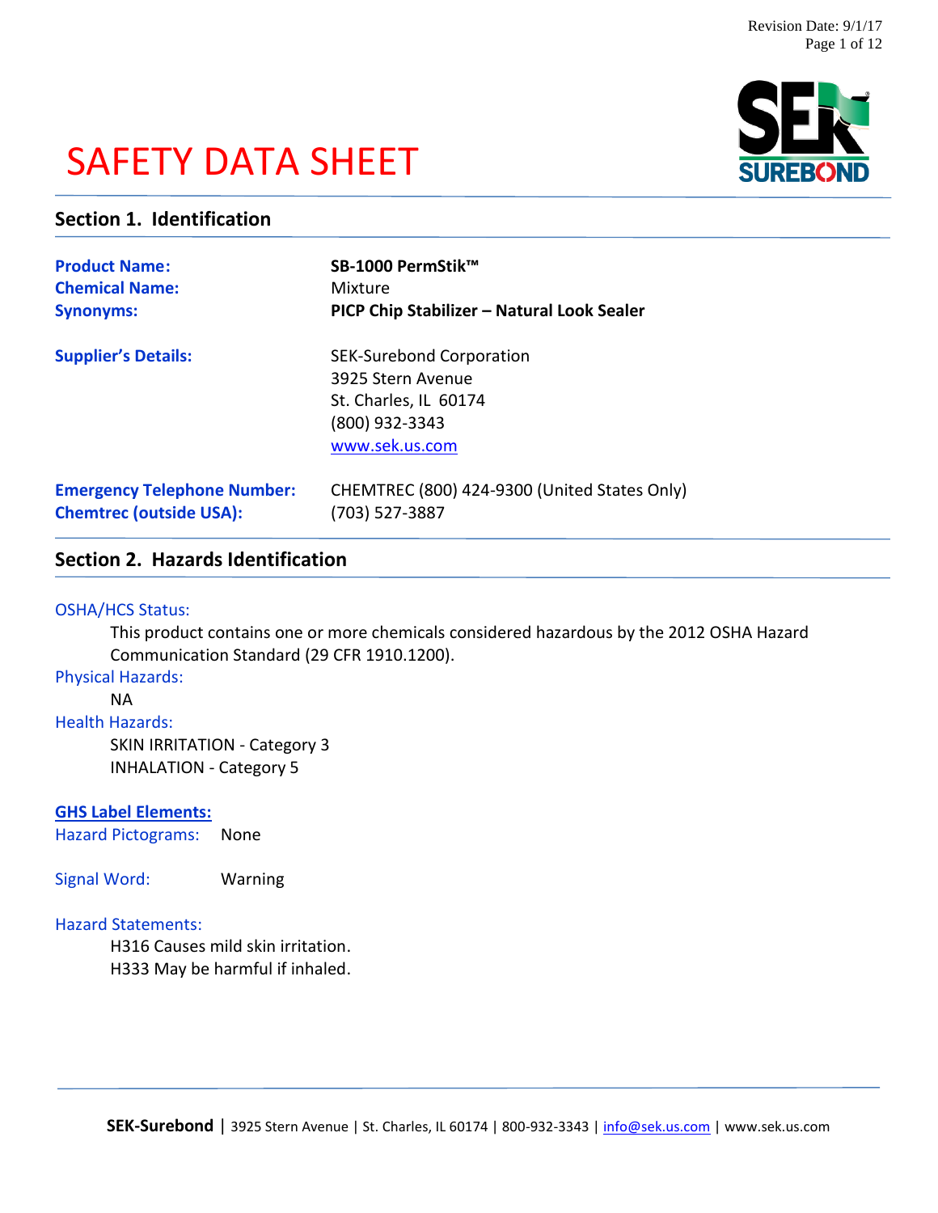# SAFETY DATA SHEET

## Section 1. Identification

**Product Name:** **SB-1000 PermStik™**
**Chemical Name:** Mixture
**Synonyms:** **PICP Chip Stabilizer – Natural Look Sealer**

**Supplier's Details:**
SEK-Surebond Corporation
3925 Stern Avenue
St. Charles, IL 60174
(800) 932-3343
www.sek.us.com

**Emergency Telephone Number:** CHEMTREC (800) 424-9300 (United States Only)
**Chemtrec (outside USA):** (703) 527-3887

## Section 2. Hazards Identification

OSHA/HCS Status:

This product contains one or more chemicals considered hazardous by the 2012 OSHA Hazard Communication Standard (29 CFR 1910.1200).

Physical Hazards:

NA

Health Hazards:

SKIN IRRITATION - Category 3
INHALATION - Category 5

**GHS Label Elements:**

Hazard Pictograms: None

Signal Word: Warning

Hazard Statements:

H316 Causes mild skin irritation.
H333 May be harmful if inhaled.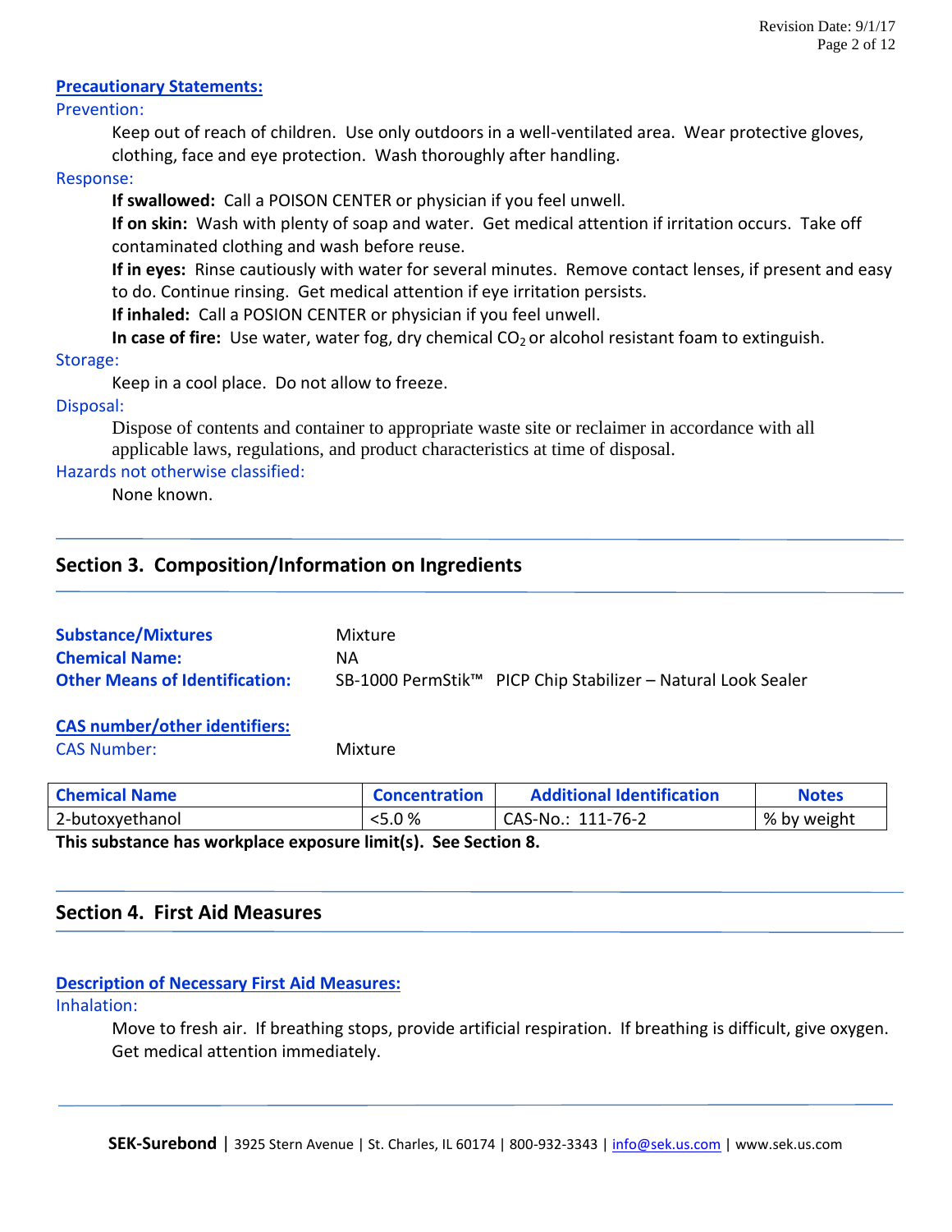**Precautionary Statements:**

Prevention:

Keep out of reach of children. Use only outdoors in a well-ventilated area. Wear protective gloves, clothing, face and eye protection. Wash thoroughly after handling.

Response:

**If swallowed:** Call a POISON CENTER or physician if you feel unwell.

**If on skin:** Wash with plenty of soap and water. Get medical attention if irritation occurs. Take off contaminated clothing and wash before reuse.

**If in eyes:** Rinse cautiously with water for several minutes. Remove contact lenses, if present and easy to do. Continue rinsing. Get medical attention if eye irritation persists.

**If inhaled:** Call a POSION CENTER or physician if you feel unwell.

**In case of fire:** Use water, water fog, dry chemical $CO_2$ or alcohol resistant foam to extinguish.

Storage:

Keep in a cool place. Do not allow to freeze.

Disposal:

Dispose of contents and container to appropriate waste site or reclaimer in accordance with all applicable laws, regulations, and product characteristics at time of disposal.

Hazards not otherwise classified:

None known.

## Section 3. Composition/Information on Ingredients

**Substance/Mixtures** Mixture

**Chemical Name:** NA

**Other Means of Identification:** SB-1000 PermStik™ PICP Chip Stabilizer – Natural Look Sealer

**CAS number/other identifiers:**

CAS Number: Mixture

| Chemical Name | Concentration | Additional Identification | Notes |
|---|---|---|---|
| 2-butoxyethanol | <5.0 % | CAS-No.: 111-76-2 | % by weight |

**This substance has workplace exposure limit(s). See Section 8.**

## Section 4. First Aid Measures

**Description of Necessary First Aid Measures:**

Inhalation:

Move to fresh air. If breathing stops, provide artificial respiration. If breathing is difficult, give oxygen. Get medical attention immediately.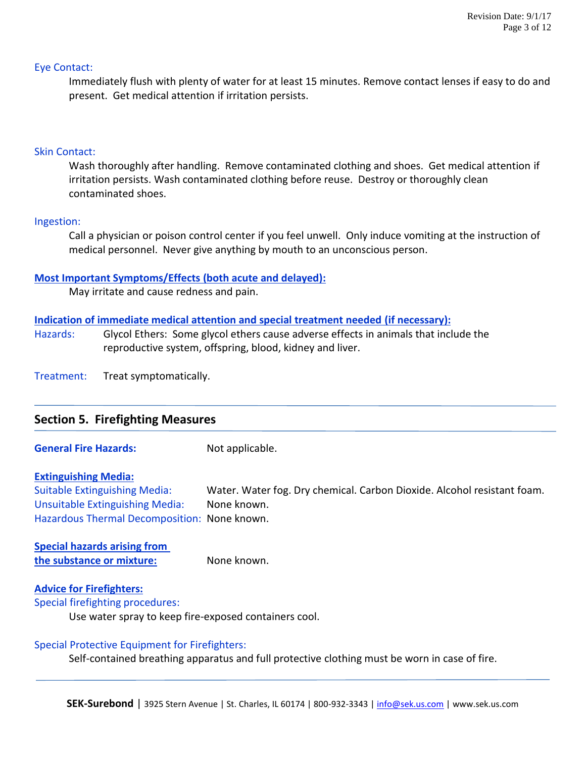#### Eye Contact:

Immediately flush with plenty of water for at least 15 minutes. Remove contact lenses if easy to do and present. Get medical attention if irritation persists.

#### Skin Contact:

Wash thoroughly after handling. Remove contaminated clothing and shoes. Get medical attention if irritation persists. Wash contaminated clothing before reuse. Destroy or thoroughly clean contaminated shoes.

#### Ingestion:

Call a physician or poison control center if you feel unwell. Only induce vomiting at the instruction of medical personnel. Never give anything by mouth to an unconscious person.

**Most Important Symptoms/Effects (both acute and delayed):**

May irritate and cause redness and pain.

**Indication of immediate medical attention and special treatment needed (if necessary):**

Hazards: Glycol Ethers: Some glycol ethers cause adverse effects in animals that include the reproductive system, offspring, blood, kidney and liver.

Treatment: Treat symptomatically.

## Section 5. Firefighting Measures

**General Fire Hazards:** Not applicable.

**Extinguishing Media:**

Suitable Extinguishing Media: Water. Water fog. Dry chemical. Carbon Dioxide. Alcohol resistant foam.

Unsuitable Extinguishing Media: None known.

Hazardous Thermal Decomposition: None known.

**Special hazards arising from the substance or mixture:** None known.

**Advice for Firefighters:**

Special firefighting procedures:

Use water spray to keep fire-exposed containers cool.

Special Protective Equipment for Firefighters:

Self-contained breathing apparatus and full protective clothing must be worn in case of fire.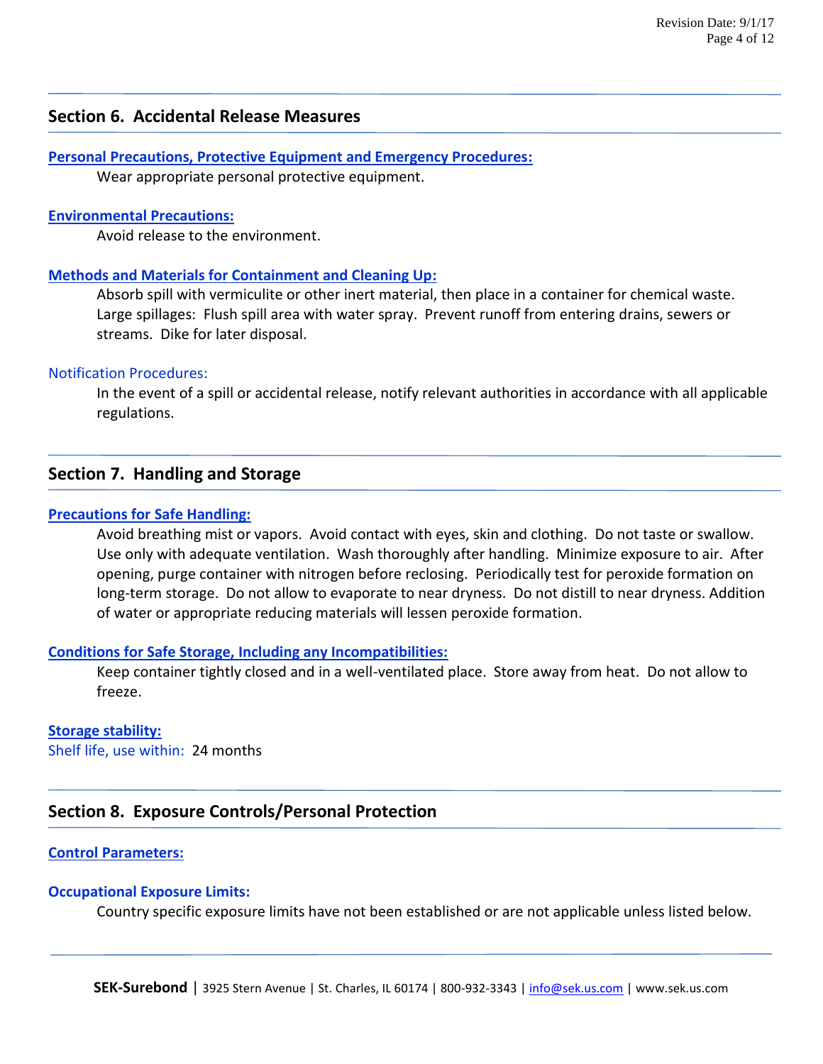## Section 6. Accidental Release Measures

**Personal Precautions, Protective Equipment and Emergency Procedures:**

Wear appropriate personal protective equipment.

**Environmental Precautions:**

Avoid release to the environment.

**Methods and Materials for Containment and Cleaning Up:**

Absorb spill with vermiculite or other inert material, then place in a container for chemical waste. Large spillages: Flush spill area with water spray. Prevent runoff from entering drains, sewers or streams. Dike for later disposal.

Notification Procedures:

In the event of a spill or accidental release, notify relevant authorities in accordance with all applicable regulations.

## Section 7. Handling and Storage

**Precautions for Safe Handling:**

Avoid breathing mist or vapors. Avoid contact with eyes, skin and clothing. Do not taste or swallow. Use only with adequate ventilation. Wash thoroughly after handling. Minimize exposure to air. After opening, purge container with nitrogen before reclosing. Periodically test for peroxide formation on long-term storage. Do not allow to evaporate to near dryness. Do not distill to near dryness. Addition of water or appropriate reducing materials will lessen peroxide formation.

**Conditions for Safe Storage, Including any Incompatibilities:**

Keep container tightly closed and in a well-ventilated place. Store away from heat. Do not allow to freeze.

**Storage stability:**

Shelf life, use within: 24 months

## Section 8. Exposure Controls/Personal Protection

**Control Parameters:**

**Occupational Exposure Limits:**

Country specific exposure limits have not been established or are not applicable unless listed below.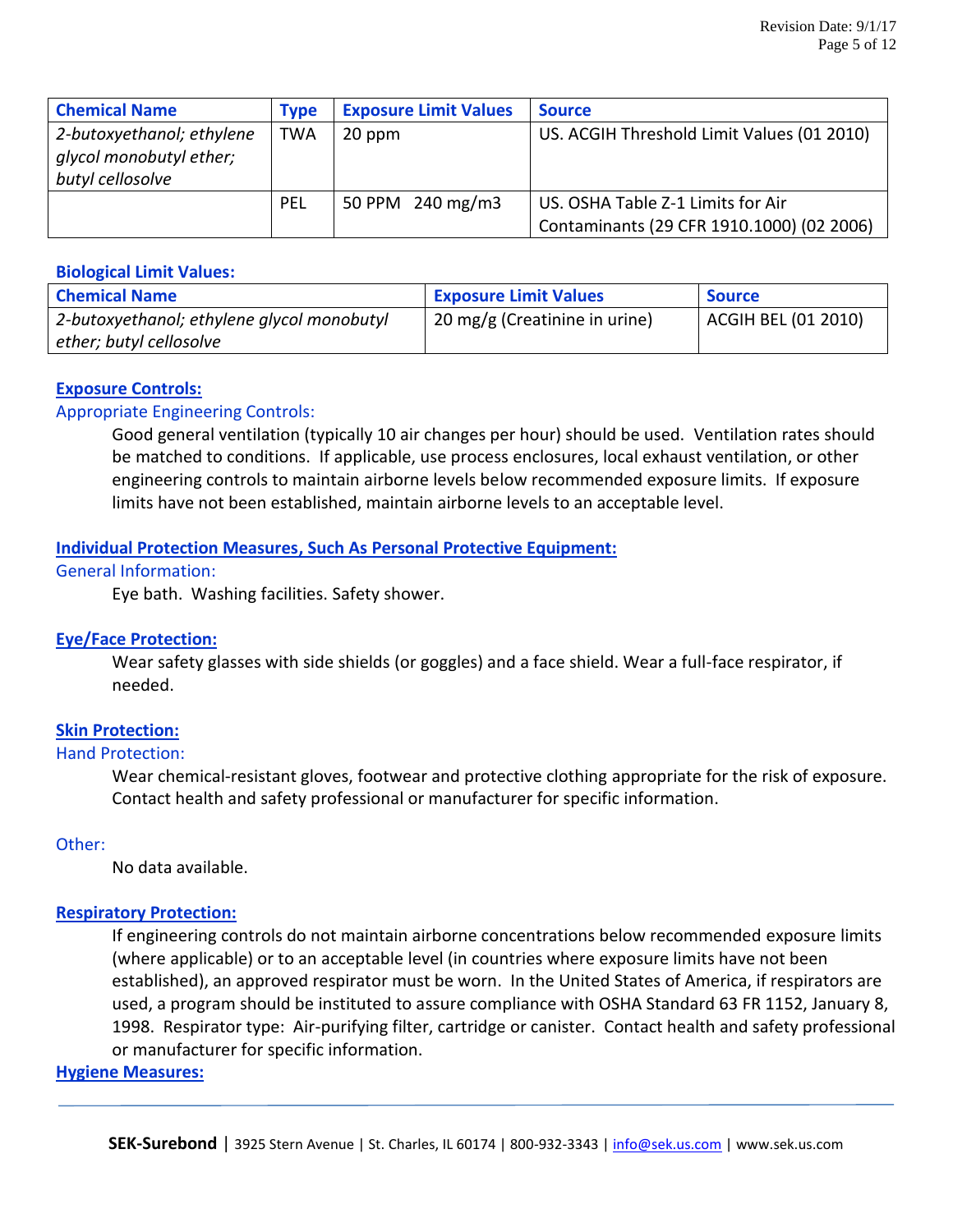| Chemical Name | Type | Exposure Limit Values | Source |
|---|---|---|---|
| *2-butoxyethanol; ethylene glycol monobutyl ether; butyl cellosolve* | TWA | 20 ppm | US. ACGIH Threshold Limit Values (01 2010) |
| | PEL | 50 PPM 240 mg/m3 | US. OSHA Table Z-1 Limits for Air Contaminants (29 CFR 1910.1000) (02 2006) |

**Biological Limit Values:**

| Chemical Name | Exposure Limit Values | Source |
|---|---|---|
| *2-butoxyethanol; ethylene glycol monobutyl ether; butyl cellosolve* | 20 mg/g (Creatinine in urine) | ACGIH BEL (01 2010) |

## Exposure Controls:

### Appropriate Engineering Controls:

Good general ventilation (typically 10 air changes per hour) should be used. Ventilation rates should be matched to conditions. If applicable, use process enclosures, local exhaust ventilation, or other engineering controls to maintain airborne levels below recommended exposure limits. If exposure limits have not been established, maintain airborne levels to an acceptable level.

## Individual Protection Measures, Such As Personal Protective Equipment:

### General Information:

Eye bath. Washing facilities. Safety shower.

## Eye/Face Protection:

Wear safety glasses with side shields (or goggles) and a face shield. Wear a full-face respirator, if needed.

## Skin Protection:

### Hand Protection:

Wear chemical-resistant gloves, footwear and protective clothing appropriate for the risk of exposure. Contact health and safety professional or manufacturer for specific information.

### Other:

No data available.

## Respiratory Protection:

If engineering controls do not maintain airborne concentrations below recommended exposure limits (where applicable) or to an acceptable level (in countries where exposure limits have not been established), an approved respirator must be worn. In the United States of America, if respirators are used, a program should be instituted to assure compliance with OSHA Standard 63 FR 1152, January 8, 1998. Respirator type: Air-purifying filter, cartridge or canister. Contact health and safety professional or manufacturer for specific information.

## Hygiene Measures: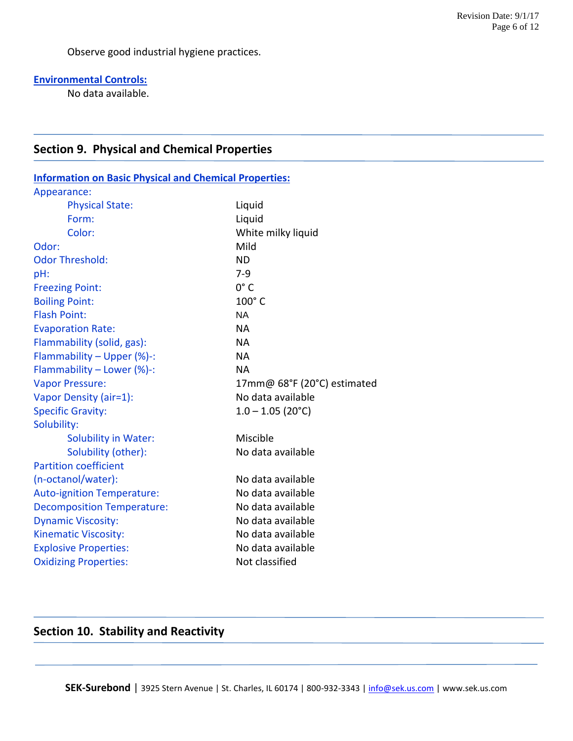Observe good industrial hygiene practices.

**Environmental Controls:**

No data available.

## Section 9. Physical and Chemical Properties

**Information on Basic Physical and Chemical Properties:**

| Property | Value |
| --- | --- |
| Appearance: | |
| Physical State: | Liquid |
| Form: | Liquid |
| Color: | White milky liquid |
| Odor: | Mild |
| Odor Threshold: | ND |
| pH: | 7-9 |
| Freezing Point: | 0° C |
| Boiling Point: | 100° C |
| Flash Point: | NA |
| Evaporation Rate: | NA |
| Flammability (solid, gas): | NA |
| Flammability – Upper (%)-: | NA |
| Flammability – Lower (%)-: | NA |
| Vapor Pressure: | 17mm@ 68°F (20°C) estimated |
| Vapor Density (air=1): | No data available |
| Specific Gravity: | 1.0 – 1.05 (20°C) |
| Solubility: | |
| Solubility in Water: | Miscible |
| Solubility (other): | No data available |
| Partition coefficient (n-octanol/water): | No data available |
| Auto-ignition Temperature: | No data available |
| Decomposition Temperature: | No data available |
| Dynamic Viscosity: | No data available |
| Kinematic Viscosity: | No data available |
| Explosive Properties: | No data available |
| Oxidizing Properties: | Not classified |

## Section 10. Stability and Reactivity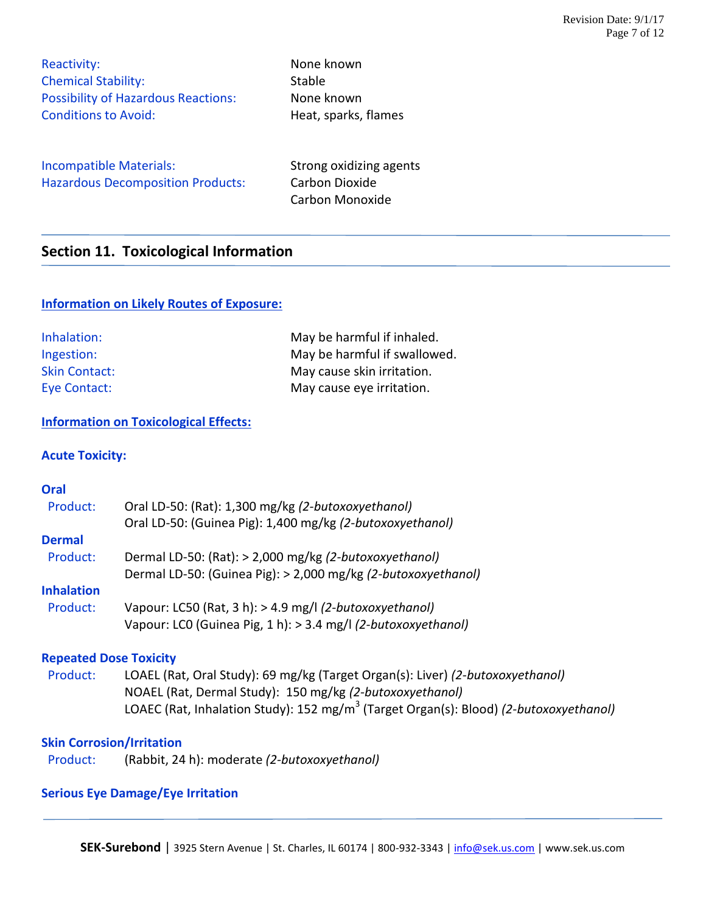Reactivity: None known
Chemical Stability: Stable
Possibility of Hazardous Reactions: None known
Conditions to Avoid: Heat, sparks, flames

Incompatible Materials: Strong oxidizing agents
Hazardous Decomposition Products: Carbon Dioxide
Carbon Monoxide

## Section 11. Toxicological Information

### Information on Likely Routes of Exposure:

Inhalation: May be harmful if inhaled.
Ingestion: May be harmful if swallowed.
Skin Contact: May cause skin irritation.
Eye Contact: May cause eye irritation.

### Information on Toxicological Effects:

**Acute Toxicity:**

**Oral**

Product: Oral LD-50: (Rat): 1,300 mg/kg *(2-butoxoxyethanol)*
Oral LD-50: (Guinea Pig): 1,400 mg/kg *(2-butoxoxyethanol)*

**Dermal**

Product: Dermal LD-50: (Rat): > 2,000 mg/kg *(2-butoxoxyethanol)*
Dermal LD-50: (Guinea Pig): > 2,000 mg/kg *(2-butoxoxyethanol)*

**Inhalation**

Product: Vapour: LC50 (Rat, 3 h): > 4.9 mg/l *(2-butoxoxyethanol)*
Vapour: LC0 (Guinea Pig, 1 h): > 3.4 mg/l *(2-butoxoxyethanol)*

**Repeated Dose Toxicity**

Product: LOAEL (Rat, Oral Study): 69 mg/kg (Target Organ(s): Liver) *(2-butoxoxyethanol)*
NOAEL (Rat, Dermal Study): 150 mg/kg *(2-butoxoxyethanol)*
LOAEC (Rat, Inhalation Study): 152 $mg/m^3$ (Target Organ(s): Blood) *(2-butoxoxyethanol)*

**Skin Corrosion/Irritation**

Product: (Rabbit, 24 h): moderate *(2-butoxoxyethanol)*

**Serious Eye Damage/Eye Irritation**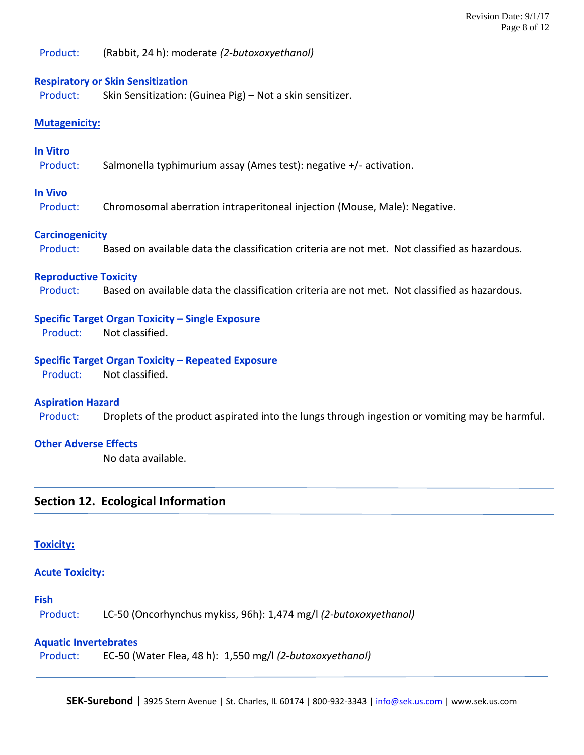Product: (Rabbit, 24 h): moderate *(2-butoxyethanol)*

**Respiratory or Skin Sensitization**

Product: Skin Sensitization: (Guinea Pig) – Not a skin sensitizer.

**Mutagenicity:**

**In Vitro**

Product: Salmonella typhimurium assay (Ames test): negative +/- activation.

**In Vivo**

Product: Chromosomal aberration intraperitoneal injection (Mouse, Male): Negative.

**Carcinogenicity**

Product: Based on available data the classification criteria are not met. Not classified as hazardous.

**Reproductive Toxicity**

Product: Based on available data the classification criteria are not met. Not classified as hazardous.

**Specific Target Organ Toxicity – Single Exposure**

Product: Not classified.

**Specific Target Organ Toxicity – Repeated Exposure**

Product: Not classified.

**Aspiration Hazard**

Product: Droplets of the product aspirated into the lungs through ingestion or vomiting may be harmful.

**Other Adverse Effects**

No data available.

## Section 12. Ecological Information

**Toxicity:**

**Acute Toxicity:**

**Fish**

Product: LC-50 (Oncorhynchus mykiss, 96h): 1,474 mg/l *(2-butoxyethanol)*

**Aquatic Invertebrates**

Product: EC-50 (Water Flea, 48 h): 1,550 mg/l *(2-butoxyethanol)*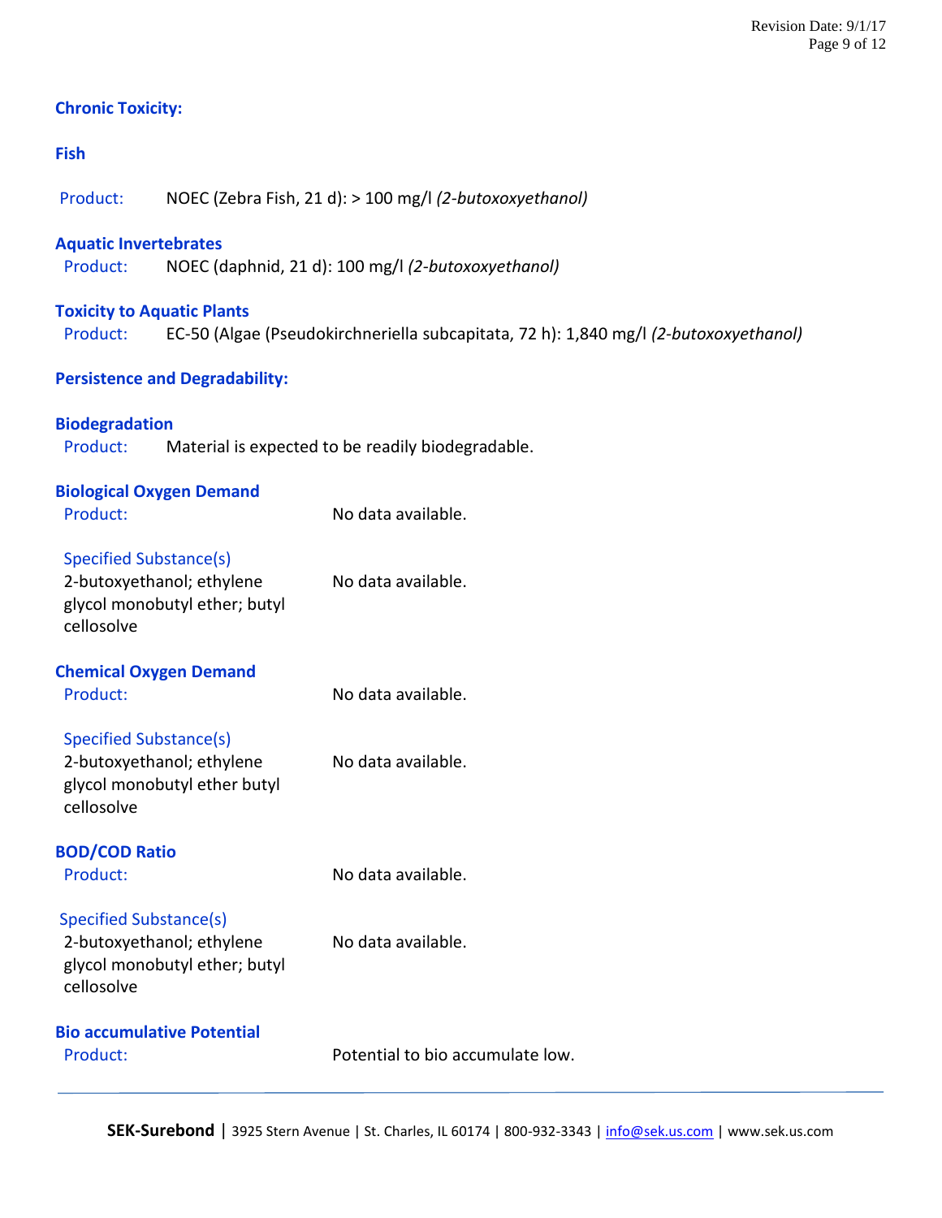### Chronic Toxicity:

#### Fish

Product: NOEC (Zebra Fish, 21 d): > 100 mg/l *(2-butoxoxyethanol)*

#### Aquatic Invertebrates

Product: NOEC (daphnid, 21 d): 100 mg/l *(2-butoxoxyethanol)*

#### Toxicity to Aquatic Plants

Product: EC-50 (Algae (Pseudokirchneriella subcapitata, 72 h): 1,840 mg/l *(2-butoxoxyethanol)*

### Persistence and Degradability:

#### Biodegradation

Product: Material is expected to be readily biodegradable.

#### Biological Oxygen Demand

| | |
|---|---|
| Product: | No data available. |
| Specified Substance(s) | |
| 2-butoxyethanol; ethylene glycol monobutyl ether; butyl cellosolve | No data available. |

#### Chemical Oxygen Demand

| | |
|---|---|
| Product: | No data available. |
| Specified Substance(s) | |
| 2-butoxyethanol; ethylene glycol monobutyl ether butyl cellosolve | No data available. |

#### BOD/COD Ratio

| | |
|---|---|
| Product: | No data available. |
| Specified Substance(s) | |
| 2-butoxyethanol; ethylene glycol monobutyl ether; butyl cellosolve | No data available. |

#### Bio accumulative Potential

| | |
|---|---|
| Product: | Potential to bio accumulate low. |

**SEK-Surebond** | 3925 Stern Avenue | St. Charles, IL 60174 | 800-932-3343 | info@sek.us.com | www.sek.us.com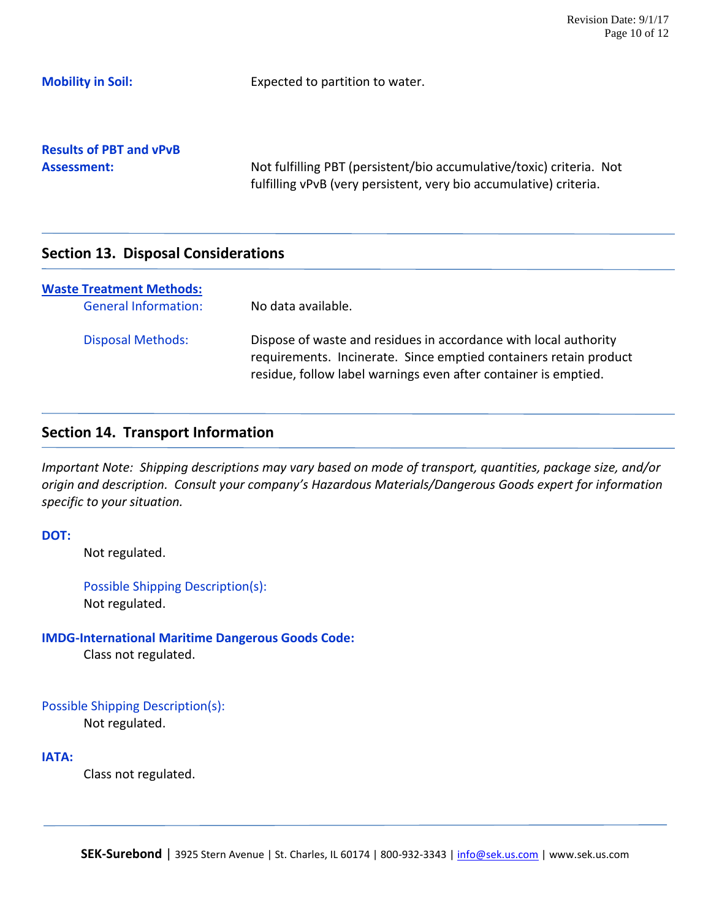**Mobility in Soil:** Expected to partition to water.

**Results of PBT and vPvB Assessment:** Not fulfilling PBT (persistent/bio accumulative/toxic) criteria. Not fulfilling vPvB (very persistent, very bio accumulative) criteria.

## Section 13. Disposal Considerations

**Waste Treatment Methods:**

General Information: No data available.

Disposal Methods: Dispose of waste and residues in accordance with local authority requirements. Incinerate. Since emptied containers retain product residue, follow label warnings even after container is emptied.

## Section 14. Transport Information

*Important Note: Shipping descriptions may vary based on mode of transport, quantities, package size, and/or origin and description. Consult your company's Hazardous Materials/Dangerous Goods expert for information specific to your situation.*

**DOT:**

Not regulated.

Possible Shipping Description(s):
Not regulated.

**IMDG-International Maritime Dangerous Goods Code:**

Class not regulated.

Possible Shipping Description(s):
Not regulated.

**IATA:**

Class not regulated.

**SEK-Surebond** | 3925 Stern Avenue | St. Charles, IL 60174 | 800-932-3343 | info@sek.us.com | www.sek.us.com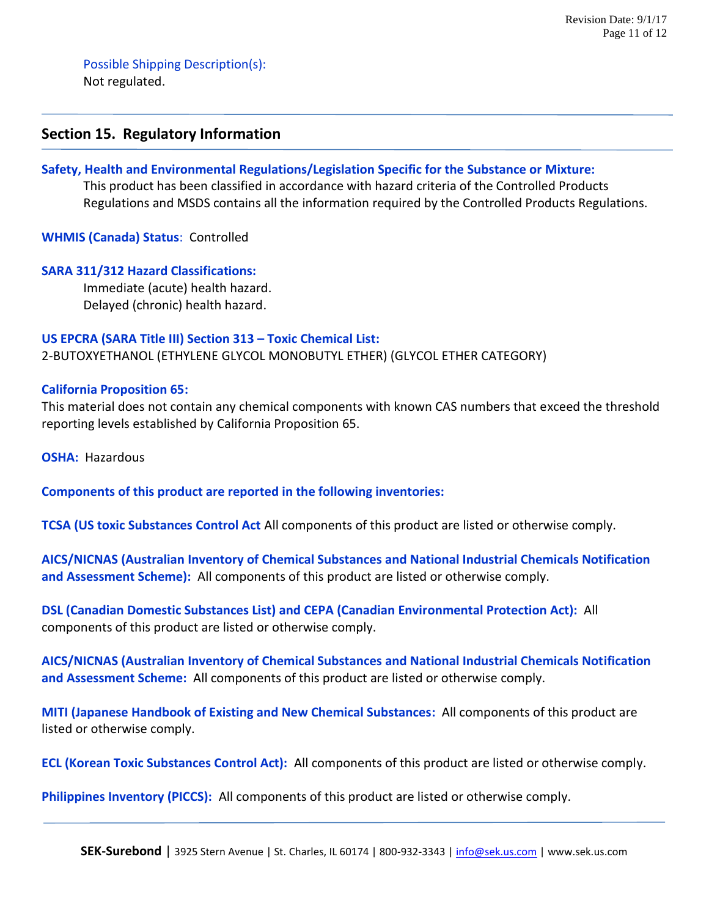**Possible Shipping Description(s):**

Not regulated.

## Section 15. Regulatory Information

**Safety, Health and Environmental Regulations/Legislation Specific for the Substance or Mixture:**

This product has been classified in accordance with hazard criteria of the Controlled Products Regulations and MSDS contains all the information required by the Controlled Products Regulations.

**WHMIS (Canada) Status**: Controlled

**SARA 311/312 Hazard Classifications:**

Immediate (acute) health hazard.
Delayed (chronic) health hazard.

**US EPCRA (SARA Title III) Section 313 – Toxic Chemical List:**

2-BUTOXYETHANOL (ETHYLENE GLYCOL MONOBUTYL ETHER) (GLYCOL ETHER CATEGORY)

**California Proposition 65:**

This material does not contain any chemical components with known CAS numbers that exceed the threshold reporting levels established by California Proposition 65.

**OSHA:** Hazardous

**Components of this product are reported in the following inventories:**

**TCSA (US toxic Substances Control Act** All components of this product are listed or otherwise comply.

**AICS/NICNAS (Australian Inventory of Chemical Substances and National Industrial Chemicals Notification and Assessment Scheme):** All components of this product are listed or otherwise comply.

**DSL (Canadian Domestic Substances List) and CEPA (Canadian Environmental Protection Act):** All components of this product are listed or otherwise comply.

**AICS/NICNAS (Australian Inventory of Chemical Substances and National Industrial Chemicals Notification and Assessment Scheme:** All components of this product are listed or otherwise comply.

**MITI (Japanese Handbook of Existing and New Chemical Substances:** All components of this product are listed or otherwise comply.

**ECL (Korean Toxic Substances Control Act):** All components of this product are listed or otherwise comply.

**Philippines Inventory (PICCS):** All components of this product are listed or otherwise comply.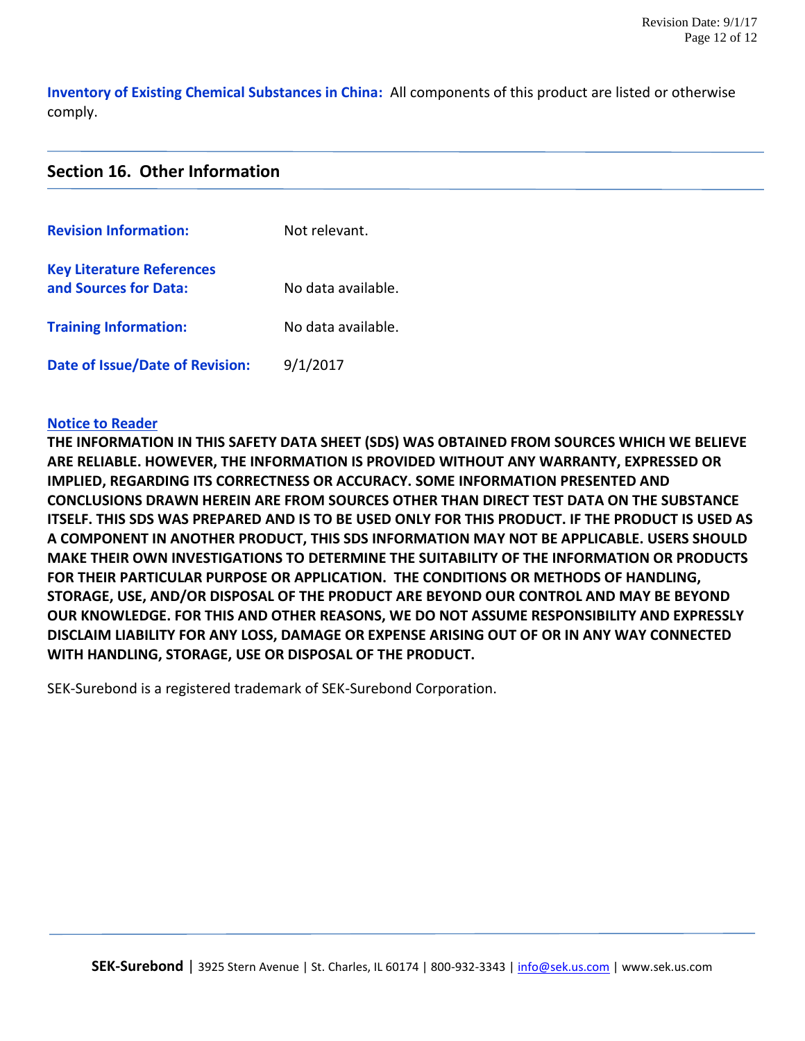**Inventory of Existing Chemical Substances in China:** All components of this product are listed or otherwise comply.

## Section 16. Other Information

**Revision Information:** Not relevant.

**Key Literature References and Sources for Data:** No data available.

**Training Information:** No data available.

**Date of Issue/Date of Revision:** 9/1/2017

**Notice to Reader**

**THE INFORMATION IN THIS SAFETY DATA SHEET (SDS) WAS OBTAINED FROM SOURCES WHICH WE BELIEVE ARE RELIABLE. HOWEVER, THE INFORMATION IS PROVIDED WITHOUT ANY WARRANTY, EXPRESSED OR IMPLIED, REGARDING ITS CORRECTNESS OR ACCURACY. SOME INFORMATION PRESENTED AND CONCLUSIONS DRAWN HEREIN ARE FROM SOURCES OTHER THAN DIRECT TEST DATA ON THE SUBSTANCE ITSELF. THIS SDS WAS PREPARED AND IS TO BE USED ONLY FOR THIS PRODUCT. IF THE PRODUCT IS USED AS A COMPONENT IN ANOTHER PRODUCT, THIS SDS INFORMATION MAY NOT BE APPLICABLE. USERS SHOULD MAKE THEIR OWN INVESTIGATIONS TO DETERMINE THE SUITABILITY OF THE INFORMATION OR PRODUCTS FOR THEIR PARTICULAR PURPOSE OR APPLICATION. THE CONDITIONS OR METHODS OF HANDLING, STORAGE, USE, AND/OR DISPOSAL OF THE PRODUCT ARE BEYOND OUR CONTROL AND MAY BE BEYOND OUR KNOWLEDGE. FOR THIS AND OTHER REASONS, WE DO NOT ASSUME RESPONSIBILITY AND EXPRESSLY DISCLAIM LIABILITY FOR ANY LOSS, DAMAGE OR EXPENSE ARISING OUT OF OR IN ANY WAY CONNECTED WITH HANDLING, STORAGE, USE OR DISPOSAL OF THE PRODUCT.**

SEK-Surebond is a registered trademark of SEK-Surebond Corporation.